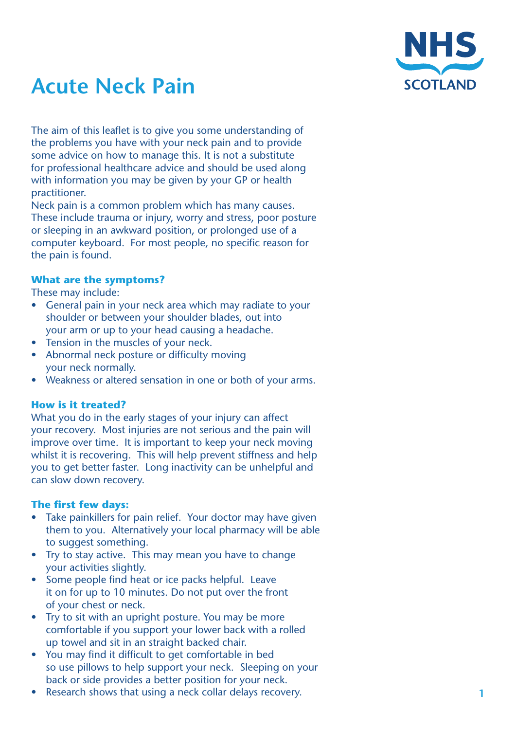# Acute Neck Pain

NHS SCOTLAND

The aim of this leaflet is to give you some understanding of the problems you have with your neck pain and to provide some advice on how to manage this. It is not a substitute for professional healthcare advice and should be used along with information you may be given by your GP or health practitioner.

Neck pain is a common problem which has many causes. These include trauma or injury, worry and stress, poor posture or sleeping in an awkward position, or prolonged use of a computer keyboard. For most people, no specific reason for the pain is found.

### What are the symptoms?

These may include:

- General pain in your neck area which may radiate to your shoulder or between your shoulder blades, out into your arm or up to your head causing a headache.
- Tension in the muscles of your neck.
- Abnormal neck posture or difficulty moving your neck normally.
- Weakness or altered sensation in one or both of your arms.

### How is it treated?

What you do in the early stages of your injury can affect your recovery. Most injuries are not serious and the pain will improve over time. It is important to keep your neck moving whilst it is recovering. This will help prevent stiffness and help you to get better faster. Long inactivity can be unhelpful and can slow down recovery.

### The first few days:

- Take painkillers for pain relief. Your doctor may have given them to you. Alternatively your local pharmacy will be able to suggest something.
- Try to stay active. This may mean you have to change your activities slightly.
- Some people find heat or ice packs helpful. Leave it on for up to 10 minutes. Do not put over the front of your chest or neck.
- Try to sit with an upright posture. You may be more comfortable if you support your lower back with a rolled up towel and sit in an straight backed chair.
- You may find it difficult to get comfortable in bed so use pillows to help support your neck. Sleeping on your back or side provides a better position for your neck.
- Research shows that using a neck collar delays recovery.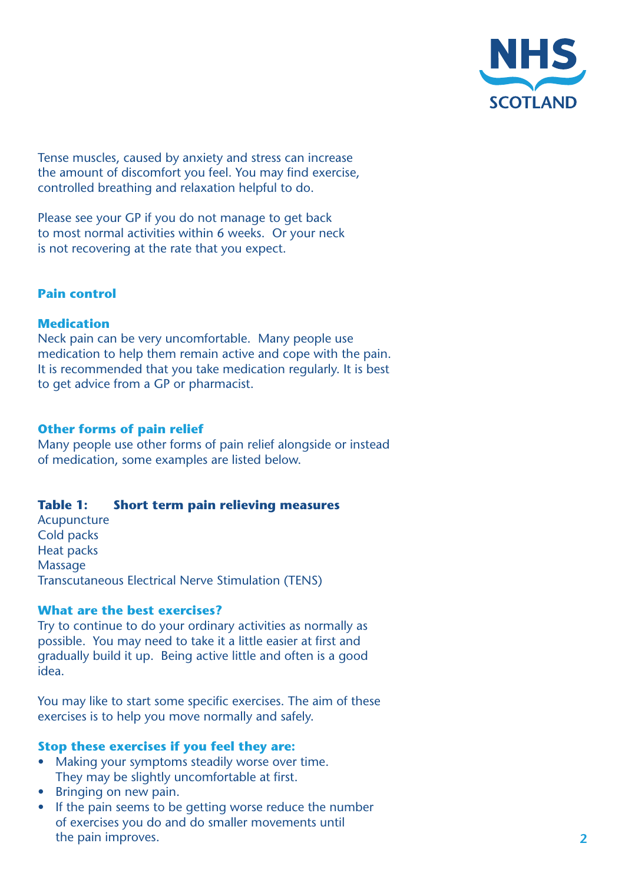Tense muscles, caused by anxiety and stress can increase the amount of discomfort you feel. You may find exercise, controlled breathing and relaxation helpful to do.

Please see your GP if you do not manage to get back to most normal activities within 6 weeks. Or your neck is not recovering at the rate that you expect.

## Pain control

### Medication

Neck pain can be very uncomfortable. Many people use medication to help them remain active and cope with the pain. It is recommended that you take medication regularly. It is best to get advice from a GP or pharmacist.

### Other forms of pain relief

Many people use other forms of pain relief alongside or instead of medication, some examples are listed below.

**Table 1: Short term pain relieving measures**

| Short term pain relieving measures |
| --- |
| Acupuncture |
| Cold packs |
| Heat packs |
| Massage |
| Transcutaneous Electrical Nerve Stimulation (TENS) |

### What are the best exercises?

Try to continue to do your ordinary activities as normally as possible. You may need to take it a little easier at first and gradually build it up. Being active little and often is a good idea.

You may like to start some specific exercises. The aim of these exercises is to help you move normally and safely.

### Stop these exercises if you feel they are:

- Making your symptoms steadily worse over time. They may be slightly uncomfortable at first.
- Bringing on new pain.
- If the pain seems to be getting worse reduce the number of exercises you do and do smaller movements until the pain improves.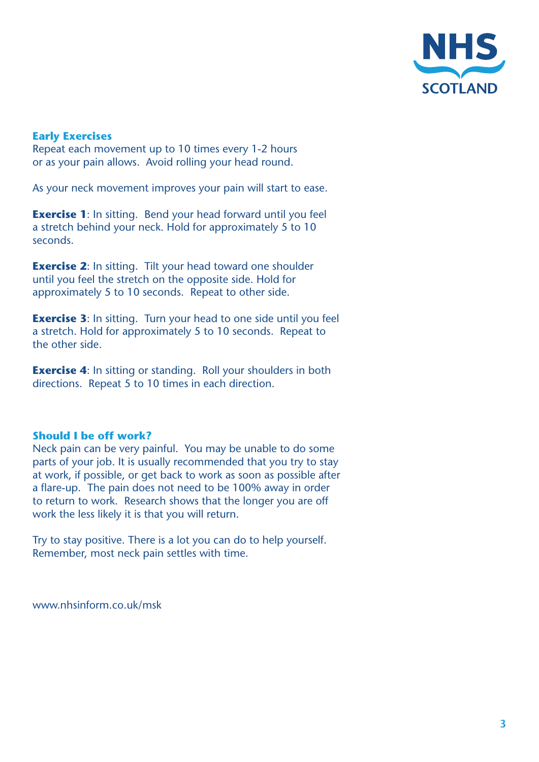## Early Exercises

Repeat each movement up to 10 times every 1-2 hours or as your pain allows. Avoid rolling your head round.

As your neck movement improves your pain will start to ease.

**Exercise 1**: In sitting. Bend your head forward until you feel a stretch behind your neck. Hold for approximately 5 to 10 seconds.

**Exercise 2**: In sitting. Tilt your head toward one shoulder until you feel the stretch on the opposite side. Hold for approximately 5 to 10 seconds. Repeat to other side.

**Exercise 3**: In sitting. Turn your head to one side until you feel a stretch. Hold for approximately 5 to 10 seconds. Repeat to the other side.

**Exercise 4**: In sitting or standing. Roll your shoulders in both directions. Repeat 5 to 10 times in each direction.

## Should I be off work?

Neck pain can be very painful. You may be unable to do some parts of your job. It is usually recommended that you try to stay at work, if possible, or get back to work as soon as possible after a flare-up. The pain does not need to be 100% away in order to return to work. Research shows that the longer you are off work the less likely it is that you will return.

Try to stay positive. There is a lot you can do to help yourself. Remember, most neck pain settles with time.

www.nhsinform.co.uk/msk